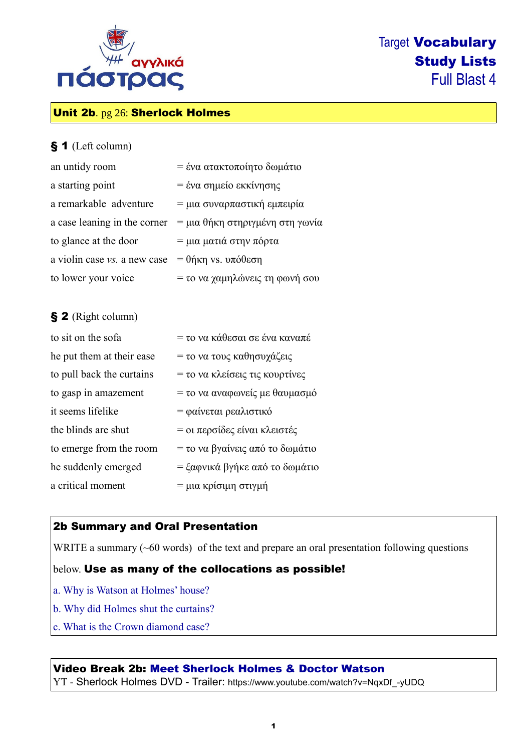αγγλικά πάστρας

# Target **Vocabulary Study Lists** Full Blast 4

## **Unit 2b**. pg 26: **Sherlock Holmes**

### § 1 (Left column)

| | |
|---|---|
| an untidy room | = ένα ατακτοποίητο δωμάτιο |
| a starting point | = ένα σημείο εκκίνησης |
| a remarkable adventure | = μια συναρπαστική εμπειρία |
| a case leaning in the corner | = μια θήκη στηριγμένη στη γωνία |
| to glance at the door | = μια ματιά στην πόρτα |
| a violin case *vs.* a new case | = θήκη vs. υπόθεση |
| to lower your voice | = το να χαμηλώνεις τη φωνή σου |

### § 2 (Right column)

| | |
|---|---|
| to sit on the sofa | = το να κάθεσαι σε ένα καναπέ |
| he put them at their ease | = το να τους καθησυχάζεις |
| to pull back the curtains | = το να κλείσεις τις κουρτίνες |
| to gasp in amazement | = το να αναφωνείς με θαυμασμό |
| it seems lifelike | = φαίνεται ρεαλιστικό |
| the blinds are shut | = οι περσίδες είναι κλειστές |
| to emerge from the room | = το να βγαίνεις από το δωμάτιο |
| he suddenly emerged | = ξαφνικά βγήκε από το δωμάτιο |
| a critical moment | = μια κρίσιμη στιγμή |

**2b Summary and Oral Presentation**

WRITE a summary (~60 words) of the text and prepare an oral presentation following questions below. **Use as many of the collocations as possible!**

a. Why is Watson at Holmes' house?

b. Why did Holmes shut the curtains?

c. What is the Crown diamond case?

**Video Break 2b: Meet Sherlock Holmes & Doctor Watson**

YT - Sherlock Holmes DVD - Trailer: https://www.youtube.com/watch?v=NqxDf_-yUDQ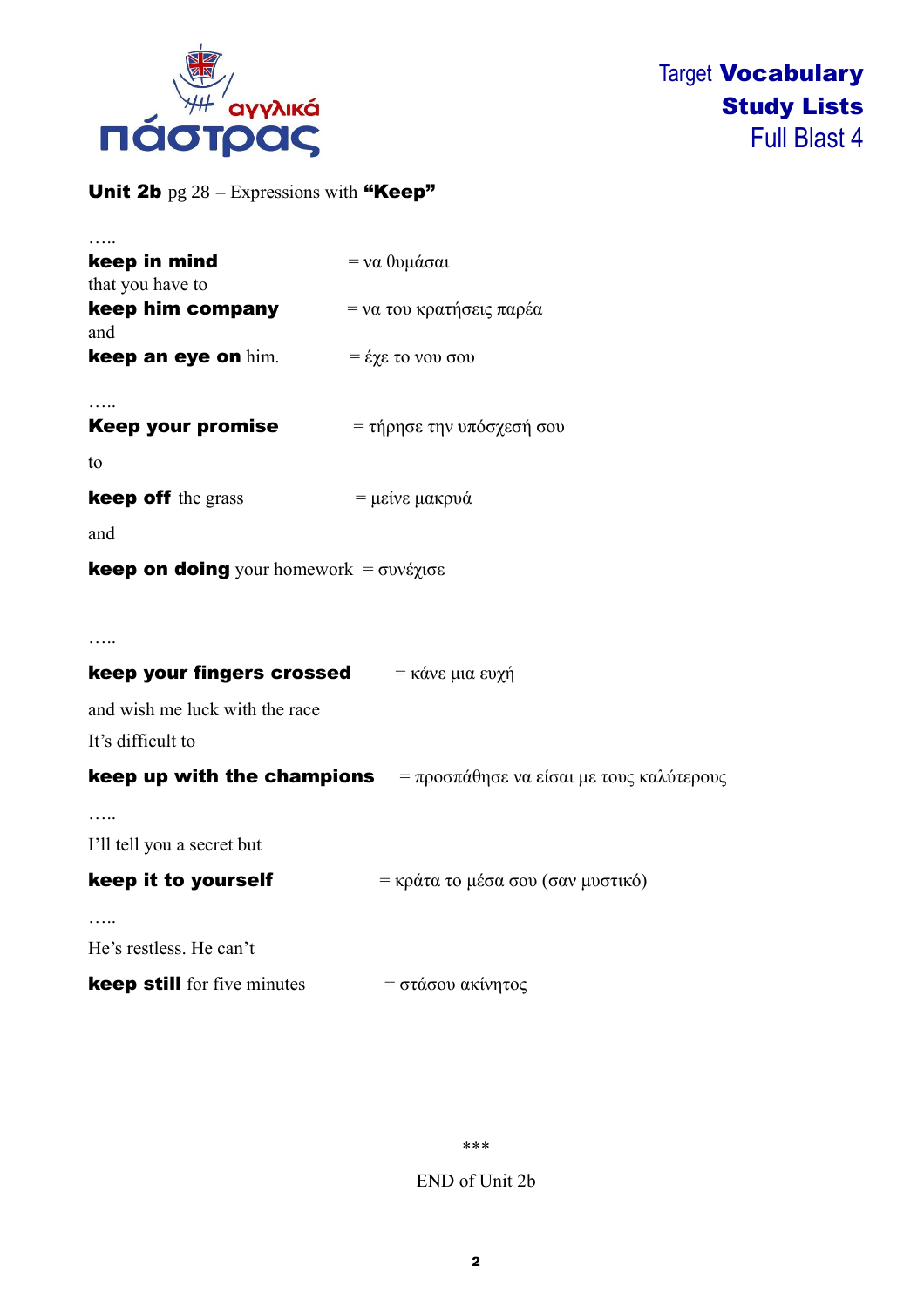Target **Vocabulary**
**Study Lists**
Full Blast 4

**Unit 2b** pg 28 – Expressions with **"Keep"**

…..
**keep in mind** = να θυμάσαι
that you have to
**keep him company** = να του κρατήσεις παρέα
and
**keep an eye on** him. = έχε το νου σου

…..
**Keep your promise** = τήρησε την υπόσχεσή σου

to

**keep off** the grass = μείνε μακρυά

and

**keep on doing** your homework = συνέχισε

…..

**keep your fingers crossed** = κάνε μια ευχή

and wish me luck with the race

It's difficult to

**keep up with the champions** = προσπάθησε να είσαι με τους καλύτερους

…..

I'll tell you a secret but

**keep it to yourself** = κράτα το μέσα σου (σαν μυστικό)

…..

He's restless. He can't

**keep still** for five minutes = στάσου ακίνητος

***

END of Unit 2b